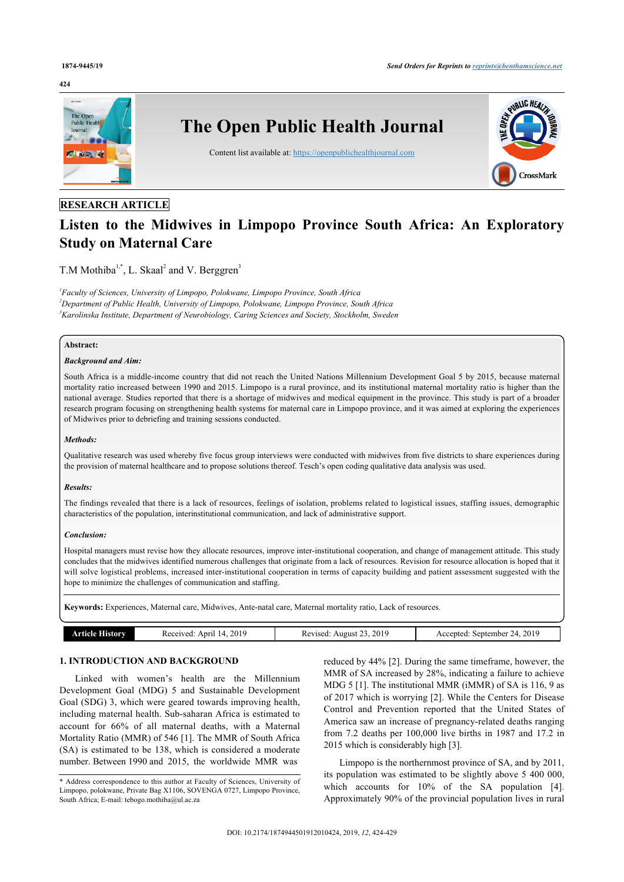RESEARCH ARTICLE

# Listen to the Midwives in Limpopo Province South Africa: An Exploratory Study on Maternal Care

T.M Mothiba[1,*], L. Skaal[2] and V. Berggren[3]

[1]*Faculty of Sciences, University of Limpopo, Polokwane, Limpopo Province, South Africa*
[2]*Department of Public Health, University of Limpopo, Polokwane, Limpopo Province, South Africa*
[3]*Karolinska Institute, Department of Neurobiology, Caring Sciences and Society, Stockholm, Sweden*

**Abstract:**

***Background and Aim:***

South Africa is a middle-income country that did not reach the United Nations Millennium Development Goal 5 by 2015, because maternal mortality ratio increased between 1990 and 2015. Limpopo is a rural province, and its institutional maternal mortality ratio is higher than the national average. Studies reported that there is a shortage of midwives and medical equipment in the province. This study is part of a broader research program focusing on strengthening health systems for maternal care in Limpopo province, and it was aimed at exploring the experiences of Midwives prior to debriefing and training sessions conducted.

***Methods:***

Qualitative research was used whereby five focus group interviews were conducted with midwives from five districts to share experiences during the provision of maternal healthcare and to propose solutions thereof. Tesch's open coding qualitative data analysis was used.

***Results:***

The findings revealed that there is a lack of resources, feelings of isolation, problems related to logistical issues, staffing issues, demographic characteristics of the population, interinstitutional communication, and lack of administrative support.

***Conclusion:***

Hospital managers must revise how they allocate resources, improve inter-institutional cooperation, and change of management attitude. This study concludes that the midwives identified numerous challenges that originate from a lack of resources. Revision for resource allocation is hoped that it will solve logistical problems, increased inter-institutional cooperation in terms of capacity building and patient assessment suggested with the hope to minimize the challenges of communication and staffing.

**Keywords:** Experiences, Maternal care, Midwives, Ante-natal care, Maternal mortality ratio, Lack of resources.

| Article History | Received: April 14, 2019 | Revised: August 23, 2019 | Accepted: September 24, 2019 |
|---|---|---|---|

## 1. INTRODUCTION AND BACKGROUND

Linked with women's health are the Millennium Development Goal (MDG) 5 and Sustainable Development Goal (SDG) 3, which were geared towards improving health, including maternal health. Sub-saharan Africa is estimated to account for 66% of all maternal deaths, with a Maternal Mortality Ratio (MMR) of 546 [1]. The MMR of South Africa (SA) is estimated to be 138, which is considered a moderate number. Between 1990 and 2015, the worldwide MMR was reduced by 44% [2]. During the same timeframe, however, the MMR of SA increased by 28%, indicating a failure to achieve MDG 5 [1]. The institutional MMR (iMMR) of SA is 116, 9 as of 2017 which is worrying [2]. While the Centers for Disease Control and Prevention reported that the United States of America saw an increase of pregnancy-related deaths ranging from 7.2 deaths per 100,000 live births in 1987 and 17.2 in 2015 which is considerably high [3].

Limpopo is the northernmost province of SA, and by 2011, its population was estimated to be slightly above 5 400 000, which accounts for 10% of the SA population [4]. Approximately 90% of the provincial population lives in rural

\* Address correspondence to this author at Faculty of Sciences, University of Limpopo, polokwane, Private Bag X1106, SOVENGA 0727, Limpopo Province, South Africa; E-mail: tebogo.mothiba@ul.ac.za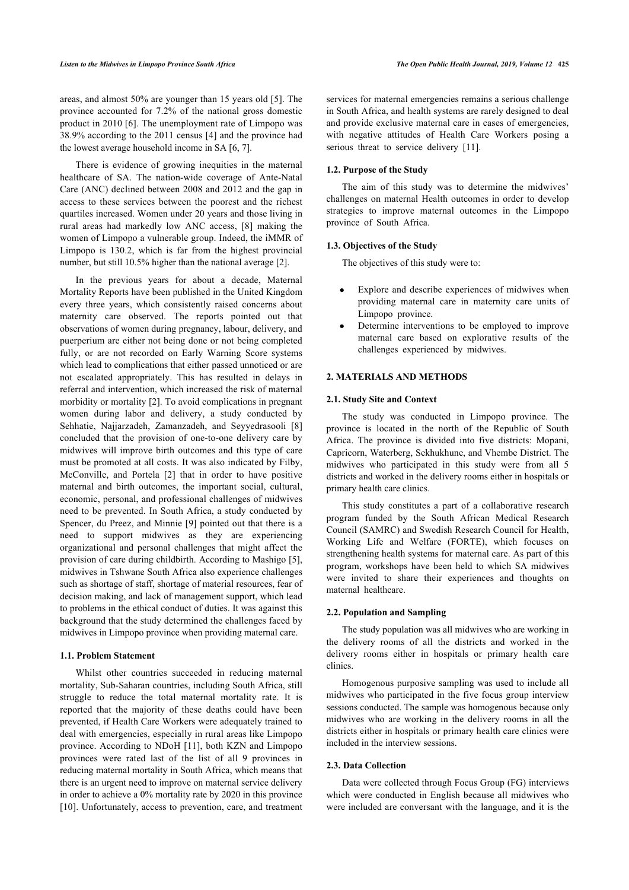areas, and almost 50% are younger than 15 years old [5]. The province accounted for 7.2% of the national gross domestic product in 2010 [6]. The unemployment rate of Limpopo was 38.9% according to the 2011 census [4] and the province had the lowest average household income in SA [6, 7].

There is evidence of growing inequities in the maternal healthcare of SA. The nation-wide coverage of Ante-Natal Care (ANC) declined between 2008 and 2012 and the gap in access to these services between the poorest and the richest quartiles increased. Women under 20 years and those living in rural areas had markedly low ANC access, [8] making the women of Limpopo a vulnerable group. Indeed, the iMMR of Limpopo is 130.2, which is far from the highest provincial number, but still 10.5% higher than the national average [2].

In the previous years for about a decade, Maternal Mortality Reports have been published in the United Kingdom every three years, which consistently raised concerns about maternity care observed. The reports pointed out that observations of women during pregnancy, labour, delivery, and puerperium are either not being done or not being completed fully, or are not recorded on Early Warning Score systems which lead to complications that either passed unnoticed or are not escalated appropriately. This has resulted in delays in referral and intervention, which increased the risk of maternal morbidity or mortality [2]. To avoid complications in pregnant women during labor and delivery, a study conducted by Sehhatie, Najjarzadeh, Zamanzadeh, and Seyyedrasooli [8] concluded that the provision of one-to-one delivery care by midwives will improve birth outcomes and this type of care must be promoted at all costs. It was also indicated by Filby, McConville, and Portela [2] that in order to have positive maternal and birth outcomes, the important social, cultural, economic, personal, and professional challenges of midwives need to be prevented. In South Africa, a study conducted by Spencer, du Preez, and Minnie [9] pointed out that there is a need to support midwives as they are experiencing organizational and personal challenges that might affect the provision of care during childbirth. According to Mashigo [5], midwives in Tshwane South Africa also experience challenges such as shortage of staff, shortage of material resources, fear of decision making, and lack of management support, which lead to problems in the ethical conduct of duties. It was against this background that the study determined the challenges faced by midwives in Limpopo province when providing maternal care.

### 1.1. Problem Statement

Whilst other countries succeeded in reducing maternal mortality, Sub-Saharan countries, including South Africa, still struggle to reduce the total maternal mortality rate. It is reported that the majority of these deaths could have been prevented, if Health Care Workers were adequately trained to deal with emergencies, especially in rural areas like Limpopo province. According to NDoH [11], both KZN and Limpopo provinces were rated last of the list of all 9 provinces in reducing maternal mortality in South Africa, which means that there is an urgent need to improve on maternal service delivery in order to achieve a 0% mortality rate by 2020 in this province [10]. Unfortunately, access to prevention, care, and treatment services for maternal emergencies remains a serious challenge in South Africa, and health systems are rarely designed to deal and provide exclusive maternal care in cases of emergencies, with negative attitudes of Health Care Workers posing a serious threat to service delivery [11].

### 1.2. Purpose of the Study

The aim of this study was to determine the midwives' challenges on maternal Health outcomes in order to develop strategies to improve maternal outcomes in the Limpopo province of South Africa.

### 1.3. Objectives of the Study

The objectives of this study were to:

- Explore and describe experiences of midwives when providing maternal care in maternity care units of Limpopo province.
- Determine interventions to be employed to improve maternal care based on explorative results of the challenges experienced by midwives.

## 2. MATERIALS AND METHODS

### 2.1. Study Site and Context

The study was conducted in Limpopo province. The province is located in the north of the Republic of South Africa. The province is divided into five districts: Mopani, Capricorn, Waterberg, Sekhukhune, and Vhembe District. The midwives who participated in this study were from all 5 districts and worked in the delivery rooms either in hospitals or primary health care clinics.

This study constitutes a part of a collaborative research program funded by the South African Medical Research Council (SAMRC) and Swedish Research Council for Health, Working Life and Welfare (FORTE), which focuses on strengthening health systems for maternal care. As part of this program, workshops have been held to which SA midwives were invited to share their experiences and thoughts on maternal healthcare.

### 2.2. Population and Sampling

The study population was all midwives who are working in the delivery rooms of all the districts and worked in the delivery rooms either in hospitals or primary health care clinics.

Homogenous purposive sampling was used to include all midwives who participated in the five focus group interview sessions conducted. The sample was homogenous because only midwives who are working in the delivery rooms in all the districts either in hospitals or primary health care clinics were included in the interview sessions.

### 2.3. Data Collection

Data were collected through Focus Group (FG) interviews which were conducted in English because all midwives who were included are conversant with the language, and it is the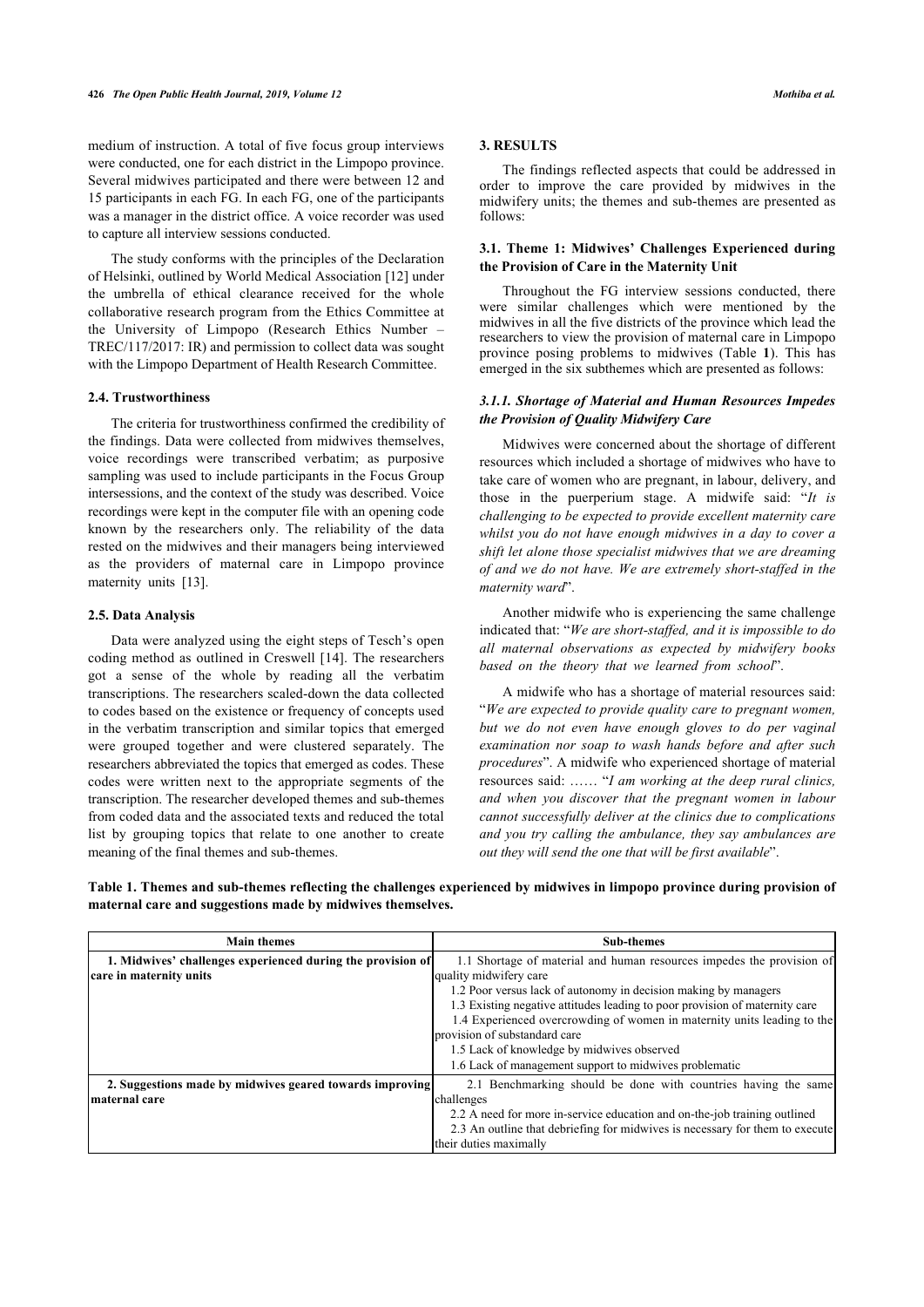medium of instruction. A total of five focus group interviews were conducted, one for each district in the Limpopo province. Several midwives participated and there were between 12 and 15 participants in each FG. In each FG, one of the participants was a manager in the district office. A voice recorder was used to capture all interview sessions conducted.

The study conforms with the principles of the Declaration of Helsinki, outlined by World Medical Association [12] under the umbrella of ethical clearance received for the whole collaborative research program from the Ethics Committee at the University of Limpopo (Research Ethics Number – TREC/117/2017: IR) and permission to collect data was sought with the Limpopo Department of Health Research Committee.

### 2.4. Trustworthiness

The criteria for trustworthiness confirmed the credibility of the findings. Data were collected from midwives themselves, voice recordings were transcribed verbatim; as purposive sampling was used to include participants in the Focus Group intersessions, and the context of the study was described. Voice recordings were kept in the computer file with an opening code known by the researchers only. The reliability of the data rested on the midwives and their managers being interviewed as the providers of maternal care in Limpopo province maternity units [13].

### 2.5. Data Analysis

Data were analyzed using the eight steps of Tesch's open coding method as outlined in Creswell [14]. The researchers got a sense of the whole by reading all the verbatim transcriptions. The researchers scaled-down the data collected to codes based on the existence or frequency of concepts used in the verbatim transcription and similar topics that emerged were grouped together and were clustered separately. The researchers abbreviated the topics that emerged as codes. These codes were written next to the appropriate segments of the transcription. The researcher developed themes and sub-themes from coded data and the associated texts and reduced the total list by grouping topics that relate to one another to create meaning of the final themes and sub-themes.

## 3. RESULTS

The findings reflected aspects that could be addressed in order to improve the care provided by midwives in the midwifery units; the themes and sub-themes are presented as follows:

### 3.1. Theme 1: Midwives' Challenges Experienced during the Provision of Care in the Maternity Unit

Throughout the FG interview sessions conducted, there were similar challenges which were mentioned by the midwives in all the five districts of the province which lead the researchers to view the provision of maternal care in Limpopo province posing problems to midwives (Table **1**). This has emerged in the six subthemes which are presented as follows:

#### *3.1.1. Shortage of Material and Human Resources Impedes the Provision of Quality Midwifery Care*

Midwives were concerned about the shortage of different resources which included a shortage of midwives who have to take care of women who are pregnant, in labour, delivery, and those in the puerperium stage. A midwife said: "*It is challenging to be expected to provide excellent maternity care whilst you do not have enough midwives in a day to cover a shift let alone those specialist midwives that we are dreaming of and we do not have. We are extremely short-staffed in the maternity ward*".

Another midwife who is experiencing the same challenge indicated that: "*We are short-staffed, and it is impossible to do all maternal observations as expected by midwifery books based on the theory that we learned from school*".

A midwife who has a shortage of material resources said: "*We are expected to provide quality care to pregnant women, but we do not even have enough gloves to do per vaginal examination nor soap to wash hands before and after such procedures*". A midwife who experienced shortage of material resources said: …… "*I am working at the deep rural clinics, and when you discover that the pregnant women in labour cannot successfully deliver at the clinics due to complications and you try calling the ambulance, they say ambulances are out they will send the one that will be first available*".

**Table 1. Themes and sub-themes reflecting the challenges experienced by midwives in limpopo province during provision of maternal care and suggestions made by midwives themselves.**

| Main themes | Sub-themes |
|---|---|
| 1. Midwives' challenges experienced during the provision of care in maternity units | 1.1 Shortage of material and human resources impedes the provision of quality midwifery care<br>1.2 Poor versus lack of autonomy in decision making by managers<br>1.3 Existing negative attitudes leading to poor provision of maternity care<br>1.4 Experienced overcrowding of women in maternity units leading to the provision of substandard care<br>1.5 Lack of knowledge by midwives observed<br>1.6 Lack of management support to midwives problematic |
| 2. Suggestions made by midwives geared towards improving maternal care | 2.1 Benchmarking should be done with countries having the same challenges<br>2.2 A need for more in-service education and on-the-job training outlined<br>2.3 An outline that debriefing for midwives is necessary for them to execute their duties maximally |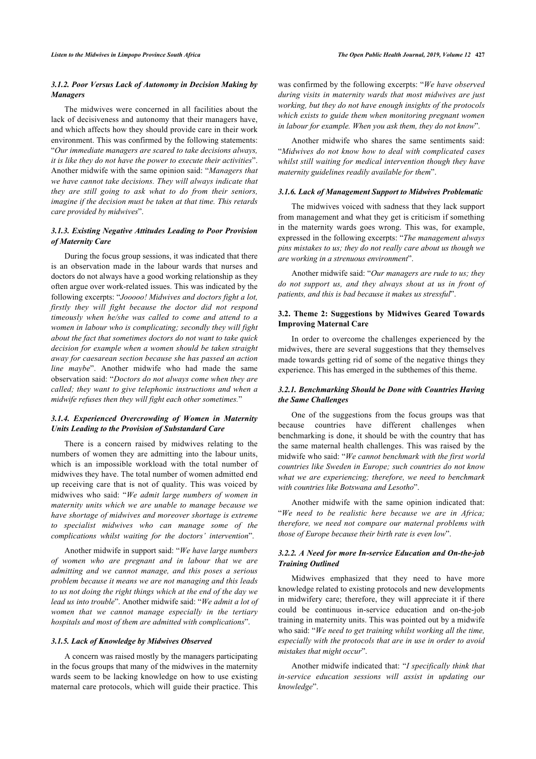### 3.1.2. Poor Versus Lack of Autonomy in Decision Making by Managers

The midwives were concerned in all facilities about the lack of decisiveness and autonomy that their managers have, and which affects how they should provide care in their work environment. This was confirmed by the following statements: "*Our immediate managers are scared to take decisions always, it is like they do not have the power to execute their activities*". Another midwife with the same opinion said: "*Managers that we have cannot take decisions. They will always indicate that they are still going to ask what to do from their seniors, imagine if the decision must be taken at that time. This retards care provided by midwives*".

### 3.1.3. Existing Negative Attitudes Leading to Poor Provision of Maternity Care

During the focus group sessions, it was indicated that there is an observation made in the labour wards that nurses and doctors do not always have a good working relationship as they often argue over work-related issues. This was indicated by the following excerpts: "*Jooooo! Midwives and doctors fight a lot, firstly they will fight because the doctor did not respond timeously when he/she was called to come and attend to a women in labour who is complicating; secondly they will fight about the fact that sometimes doctors do not want to take quick decision for example when a women should be taken straight away for caesarean section because she has passed an action line maybe*". Another midwife who had made the same observation said: "*Doctors do not always come when they are called; they want to give telephonic instructions and when a midwife refuses then they will fight each other sometimes.*"

### 3.1.4. Experienced Overcrowding of Women in Maternity Units Leading to the Provision of Substandard Care

There is a concern raised by midwives relating to the numbers of women they are admitting into the labour units, which is an impossible workload with the total number of midwives they have. The total number of women admitted end up receiving care that is not of quality. This was voiced by midwives who said: "*We admit large numbers of women in maternity units which we are unable to manage because we have shortage of midwives and moreover shortage is extreme to specialist midwives who can manage some of the complications whilst waiting for the doctors' intervention*".

Another midwife in support said: "*We have large numbers of women who are pregnant and in labour that we are admitting and we cannot manage, and this poses a serious problem because it means we are not managing and this leads to us not doing the right things which at the end of the day we lead us into trouble*". Another midwife said: "*We admit a lot of women that we cannot manage especially in the tertiary hospitals and most of them are admitted with complications*".

### 3.1.5. Lack of Knowledge by Midwives Observed

A concern was raised mostly by the managers participating in the focus groups that many of the midwives in the maternity wards seem to be lacking knowledge on how to use existing maternal care protocols, which will guide their practice. This was confirmed by the following excerpts: "*We have observed during visits in maternity wards that most midwives are just working, but they do not have enough insights of the protocols which exists to guide them when monitoring pregnant women in labour for example. When you ask them, they do not know*".

Another midwife who shares the same sentiments said: "*Midwives do not know how to deal with complicated cases whilst still waiting for medical intervention though they have maternity guidelines readily available for them*".

### 3.1.6. Lack of Management Support to Midwives Problematic

The midwives voiced with sadness that they lack support from management and what they get is criticism if something in the maternity wards goes wrong. This was, for example, expressed in the following excerpts: "*The management always pins mistakes to us; they do not really care about us though we are working in a strenuous environment*".

Another midwife said: "*Our managers are rude to us; they do not support us, and they always shout at us in front of patients, and this is bad because it makes us stressful*".

## 3.2. Theme 2: Suggestions by Midwives Geared Towards Improving Maternal Care

In order to overcome the challenges experienced by the midwives, there are several suggestions that they themselves made towards getting rid of some of the negative things they experience. This has emerged in the subthemes of this theme.

### 3.2.1. Benchmarking Should be Done with Countries Having the Same Challenges

One of the suggestions from the focus groups was that because countries have different challenges when benchmarking is done, it should be with the country that has the same maternal health challenges. This was raised by the midwife who said: "*We cannot benchmark with the first world countries like Sweden in Europe; such countries do not know what we are experiencing; therefore, we need to benchmark with countries like Botswana and Lesotho*".

Another midwife with the same opinion indicated that: "*We need to be realistic here because we are in Africa; therefore, we need not compare our maternal problems with those of Europe because their birth rate is even low*".

### 3.2.2. A Need for more In-service Education and On-the-job Training Outlined

Midwives emphasized that they need to have more knowledge related to existing protocols and new developments in midwifery care; therefore, they will appreciate it if there could be continuous in-service education and on-the-job training in maternity units. This was pointed out by a midwife who said: "*We need to get training whilst working all the time, especially with the protocols that are in use in order to avoid mistakes that might occur*".

Another midwife indicated that: "*I specifically think that in-service education sessions will assist in updating our knowledge*".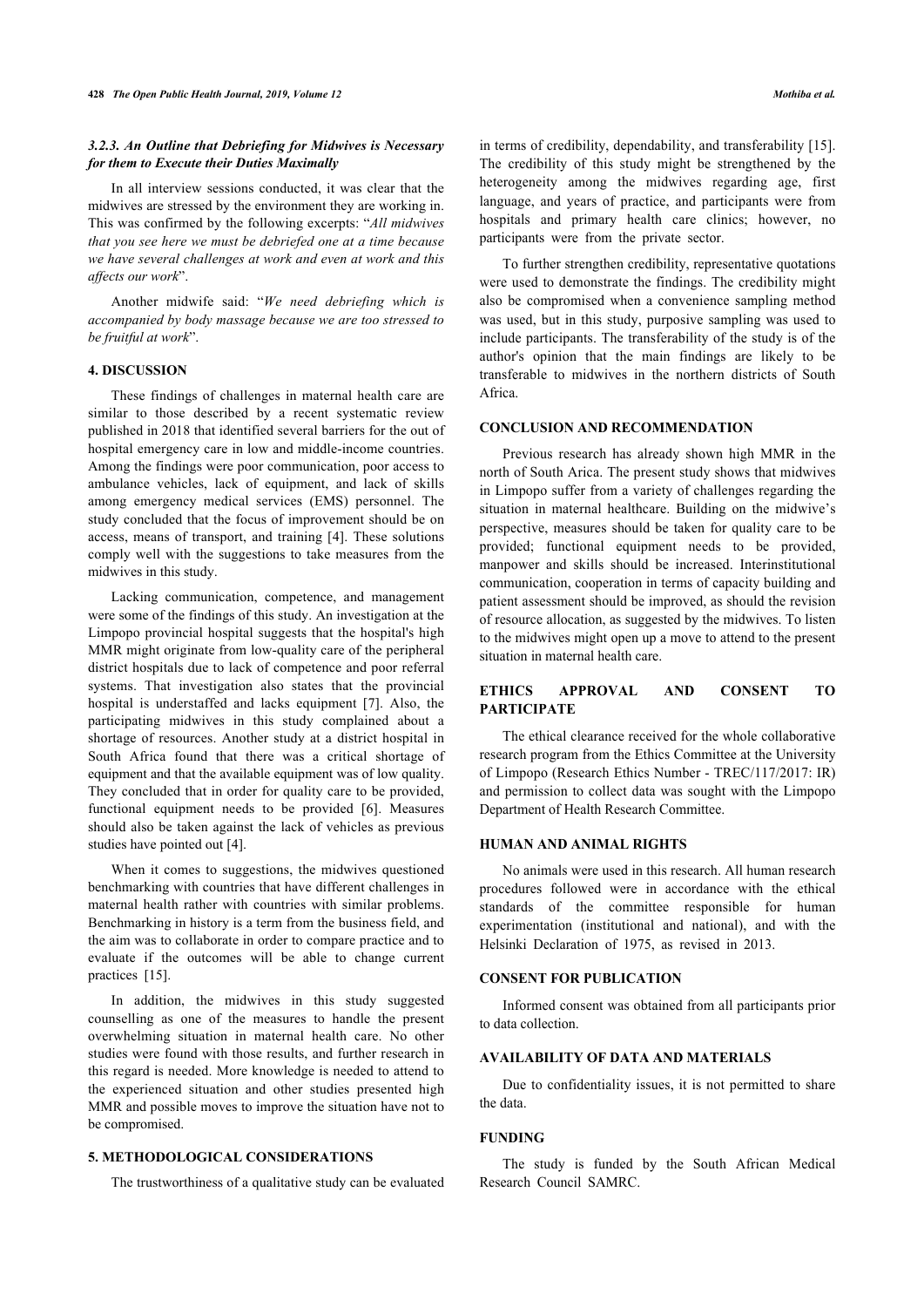#### 3.2.3. An Outline that Debriefing for Midwives is Necessary for them to Execute their Duties Maximally

In all interview sessions conducted, it was clear that the midwives are stressed by the environment they are working in. This was confirmed by the following excerpts: "*All midwives that you see here we must be debriefed one at a time because we have several challenges at work and even at work and this affects our work*".

Another midwife said: "*We need debriefing which is accompanied by body massage because we are too stressed to be fruitful at work*".

## 4. DISCUSSION

These findings of challenges in maternal health care are similar to those described by a recent systematic review published in 2018 that identified several barriers for the out of hospital emergency care in low and middle-income countries. Among the findings were poor communication, poor access to ambulance vehicles, lack of equipment, and lack of skills among emergency medical services (EMS) personnel. The study concluded that the focus of improvement should be on access, means of transport, and training [4]. These solutions comply well with the suggestions to take measures from the midwives in this study.

Lacking communication, competence, and management were some of the findings of this study. An investigation at the Limpopo provincial hospital suggests that the hospital's high MMR might originate from low-quality care of the peripheral district hospitals due to lack of competence and poor referral systems. That investigation also states that the provincial hospital is understaffed and lacks equipment [7]. Also, the participating midwives in this study complained about a shortage of resources. Another study at a district hospital in South Africa found that there was a critical shortage of equipment and that the available equipment was of low quality. They concluded that in order for quality care to be provided, functional equipment needs to be provided [6]. Measures should also be taken against the lack of vehicles as previous studies have pointed out [4].

When it comes to suggestions, the midwives questioned benchmarking with countries that have different challenges in maternal health rather with countries with similar problems. Benchmarking in history is a term from the business field, and the aim was to collaborate in order to compare practice and to evaluate if the outcomes will be able to change current practices [15].

In addition, the midwives in this study suggested counselling as one of the measures to handle the present overwhelming situation in maternal health care. No other studies were found with those results, and further research in this regard is needed. More knowledge is needed to attend to the experienced situation and other studies presented high MMR and possible moves to improve the situation have not to be compromised.

## 5. METHODOLOGICAL CONSIDERATIONS

The trustworthiness of a qualitative study can be evaluated in terms of credibility, dependability, and transferability [15]. The credibility of this study might be strengthened by the heterogeneity among the midwives regarding age, first language, and years of practice, and participants were from hospitals and primary health care clinics; however, no participants were from the private sector.

To further strengthen credibility, representative quotations were used to demonstrate the findings. The credibility might also be compromised when a convenience sampling method was used, but in this study, purposive sampling was used to include participants. The transferability of the study is of the author's opinion that the main findings are likely to be transferable to midwives in the northern districts of South Africa.

## CONCLUSION AND RECOMMENDATION

Previous research has already shown high MMR in the north of South Arica. The present study shows that midwives in Limpopo suffer from a variety of challenges regarding the situation in maternal healthcare. Building on the midwive's perspective, measures should be taken for quality care to be provided; functional equipment needs to be provided, manpower and skills should be increased. Interinstitutional communication, cooperation in terms of capacity building and patient assessment should be improved, as should the revision of resource allocation, as suggested by the midwives. To listen to the midwives might open up a move to attend to the present situation in maternal health care.

## ETHICS APPROVAL AND CONSENT TO PARTICIPATE

The ethical clearance received for the whole collaborative research program from the Ethics Committee at the University of Limpopo (Research Ethics Number - TREC/117/2017: IR) and permission to collect data was sought with the Limpopo Department of Health Research Committee.

## HUMAN AND ANIMAL RIGHTS

No animals were used in this research. All human research procedures followed were in accordance with the ethical standards of the committee responsible for human experimentation (institutional and national), and with the Helsinki Declaration of 1975, as revised in 2013.

## CONSENT FOR PUBLICATION

Informed consent was obtained from all participants prior to data collection.

## AVAILABILITY OF DATA AND MATERIALS

Due to confidentiality issues, it is not permitted to share the data.

## FUNDING

The study is funded by the South African Medical Research Council SAMRC.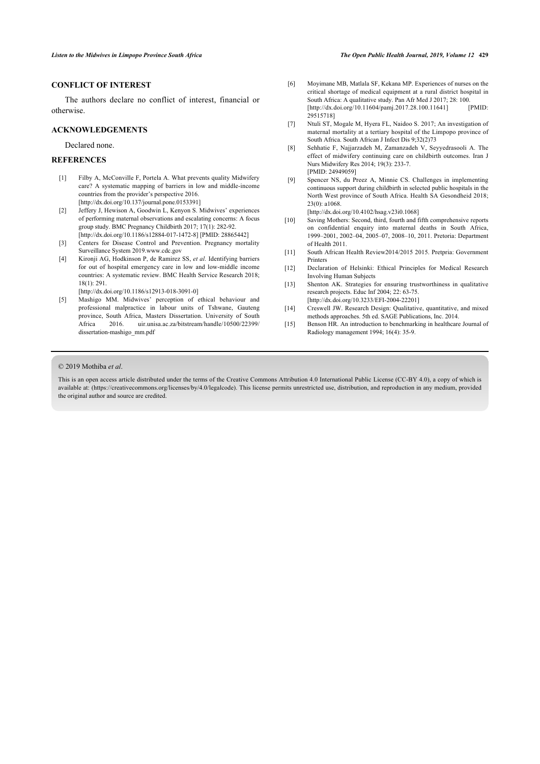## CONFLICT OF INTEREST

The authors declare no conflict of interest, financial or otherwise.

## ACKNOWLEDGEMENTS

Declared none.

## REFERENCES

[1] Filby A, McConville F, Portela A. What prevents quality Midwifery care? A systematic mapping of barriers in low and middle-income countries from the provider's perspective 2016. [http://dx.doi.org/10.137/journal.pone.0153391]

[2] Jeffery J, Hewison A, Goodwin L, Kenyon S. Midwives' experiences of performing maternal observations and escalating concerns: A focus group study. BMC Pregnancy Childbirth 2017; 17(1): 282-92. [http://dx.doi.org/10.1186/s12884-017-1472-8] [PMID: 28865442]

[3] Centers for Disease Control and Prevention. Pregnancy mortality Surveillance System 2019.www.cdc.gov

[4] Kironji AG, Hodkinson P, de Ramirez SS, *et al.* Identifying barriers for out of hospital emergency care in low and low-middle income countries: A systematic review. BMC Health Service Research 2018; 18(1): 291. [http://dx.doi.org/10.1186/s12913-018-3091-0]

[5] Mashigo MM. Midwives' perception of ethical behaviour and professional malpractice in labour units of Tshwane, Gauteng province, South Africa, Masters Dissertation. University of South Africa 2016. uir.unisa.ac.za/bitstream/handle/10500/22399/dissertation-mashigo_mm.pdf

[6] Moyimane MB, Matlala SF, Kekana MP. Experiences of nurses on the critical shortage of medical equipment at a rural district hospital in South Africa: A qualitative study. Pan Afr Med J 2017; 28: 100. [http://dx.doi.org/10.11604/pamj.2017.28.100.11641] [PMID: 29515718]

[7] Ntuli ST, Mogale M, Hyera FL, Naidoo S. 2017; An investigation of maternal mortality at a tertiary hospital of the Limpopo province of South Africa. South African J Infect Dis 9;32(2)73

[8] Sehhatie F, Najjarzadeh M, Zamanzadeh V, Seyyedrasooli A. The effect of midwifery continuing care on childbirth outcomes. Iran J Nurs Midwifery Res 2014; 19(3): 233-7. [PMID: 24949059]

[9] Spencer NS, du Preez A, Minnie CS. Challenges in implementing continuous support during childbirth in selected public hospitals in the North West province of South Africa. Health SA Gesondheid 2018; 23(0): a1068. [http://dx.doi.org/10.4102/hsag.v23i0.1068]

[10] Saving Mothers: Second, third, fourth and fifth comprehensive reports on confidential enquiry into maternal deaths in South Africa, 1999–2001, 2002–04, 2005–07, 2008–10, 2011. Pretoria: Department of Health 2011.

[11] South African Health Review2014/2015 2015. Pretpria: Government Printers

[12] Declaration of Helsinki: Ethical Principles for Medical Research Involving Human Subjects

[13] Shenton AK. Strategies for ensuring trustworthiness in qualitative research projects. Educ Inf 2004; 22: 63-75. [http://dx.doi.org/10.3233/EFI-2004-22201]

[14] Creswell JW. Research Design: Qualitative, quantitative, and mixed methods approaches. 5th ed. SAGE Publications, Inc. 2014.

[15] Benson HR. An introduction to benchmarking in healthcare Journal of Radiology management 1994; 16(4): 35-9.

© 2019 Mothiba *et al*.

This is an open access article distributed under the terms of the Creative Commons Attribution 4.0 International Public License (CC-BY 4.0), a copy of which is available at: (https://creativecommons.org/licenses/by/4.0/legalcode). This license permits unrestricted use, distribution, and reproduction in any medium, provided the original author and source are credited.